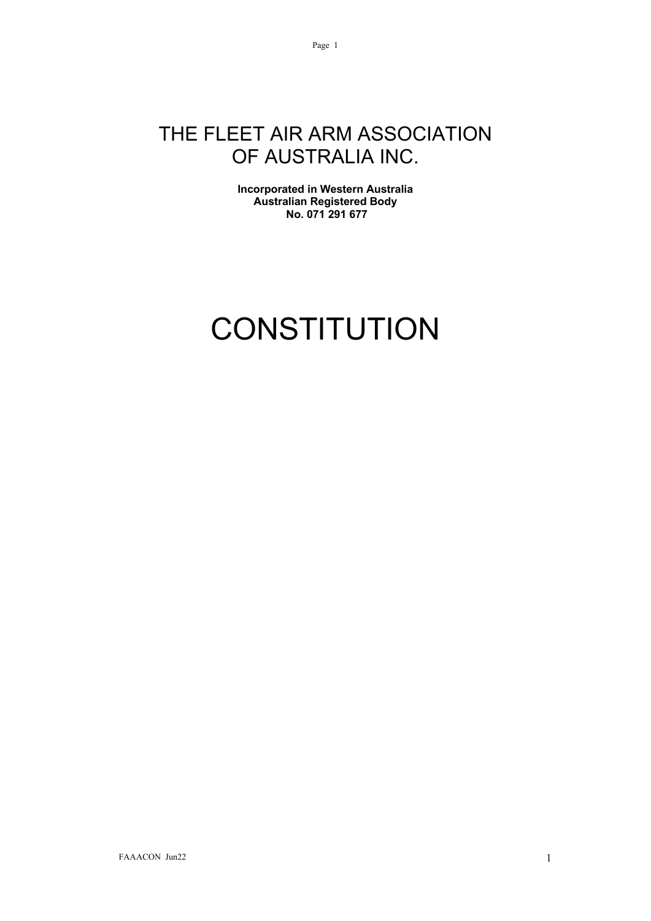# THE FLEET AIR ARM ASSOCIATION OF AUSTRALIA INC.

**Incorporated in Western Australia**
**Australian Registered Body**
**No. 071 291 677**

# CONSTITUTION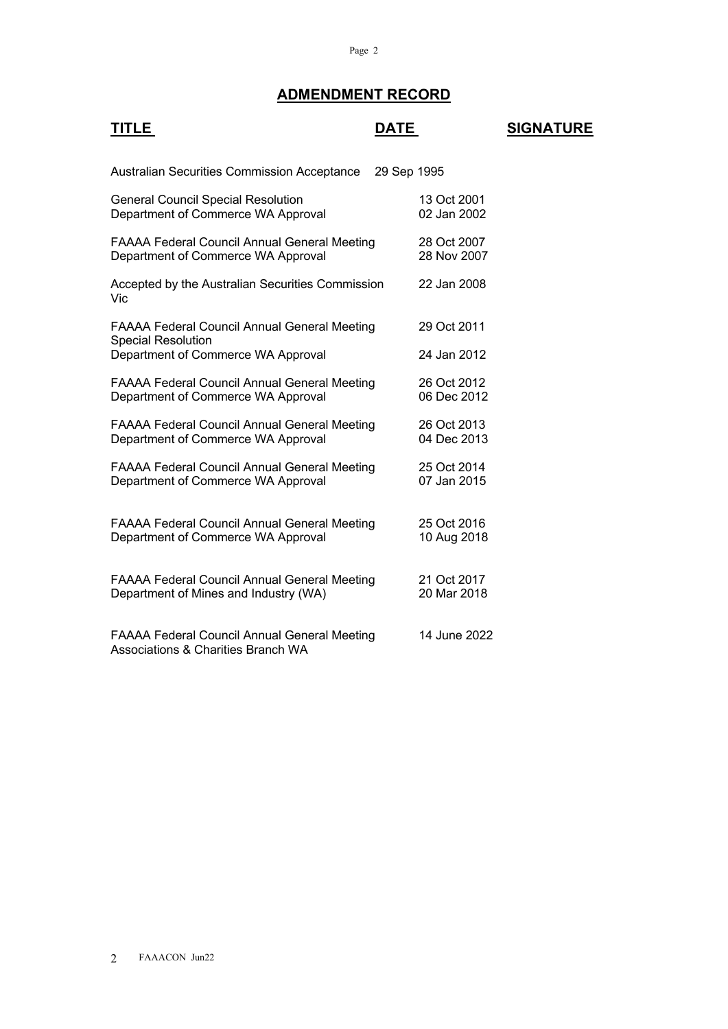## ADMENDMENT RECORD

| TITLE | DATE | SIGNATURE |
|---|---|---|
| Australian Securities Commission Acceptance | 29 Sep 1995 | |
| General Council Special Resolution | 13 Oct 2001 | |
| Department of Commerce WA Approval | 02 Jan 2002 | |
| FAAAA Federal Council Annual General Meeting | 28 Oct 2007 | |
| Department of Commerce WA Approval | 28 Nov 2007 | |
| Accepted by the Australian Securities Commission Vic | 22 Jan 2008 | |
| FAAAA Federal Council Annual General Meeting Special Resolution | 29 Oct 2011 | |
| Department of Commerce WA Approval | 24 Jan 2012 | |
| FAAAA Federal Council Annual General Meeting | 26 Oct 2012 | |
| Department of Commerce WA Approval | 06 Dec 2012 | |
| FAAAA Federal Council Annual General Meeting | 26 Oct 2013 | |
| Department of Commerce WA Approval | 04 Dec 2013 | |
| FAAAA Federal Council Annual General Meeting | 25 Oct 2014 | |
| Department of Commerce WA Approval | 07 Jan 2015 | |
| FAAAA Federal Council Annual General Meeting | 25 Oct 2016 | |
| Department of Commerce WA Approval | 10 Aug 2018 | |
| FAAAA Federal Council Annual General Meeting | 21 Oct 2017 | |
| Department of Mines and Industry (WA) | 20 Mar 2018 | |
| FAAAA Federal Council Annual General Meeting | 14 June 2022 | |
| Associations & Charities Branch WA | | |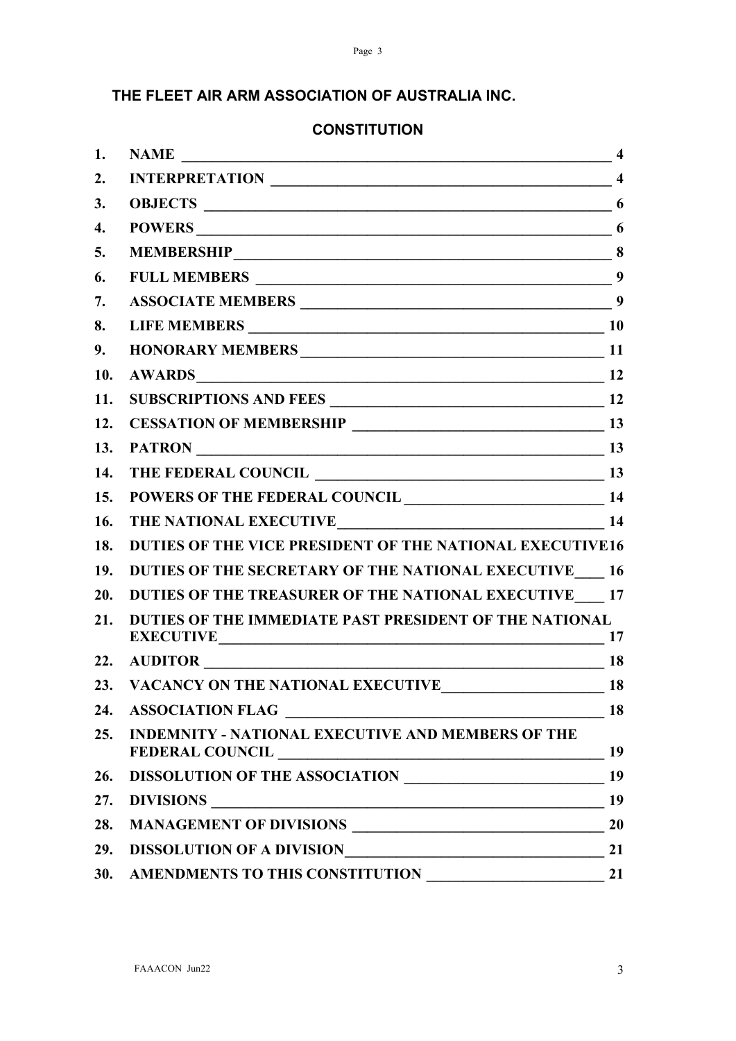# THE FLEET AIR ARM ASSOCIATION OF AUSTRALIA INC.

## CONSTITUTION

| | | |
|---|---|---|
| 1. | NAME | 4 |
| 2. | INTERPRETATION | 4 |
| 3. | OBJECTS | 6 |
| 4. | POWERS | 6 |
| 5. | MEMBERSHIP | 8 |
| 6. | FULL MEMBERS | 9 |
| 7. | ASSOCIATE MEMBERS | 9 |
| 8. | LIFE MEMBERS | 10 |
| 9. | HONORARY MEMBERS | 11 |
| 10. | AWARDS | 12 |
| 11. | SUBSCRIPTIONS AND FEES | 12 |
| 12. | CESSATION OF MEMBERSHIP | 13 |
| 13. | PATRON | 13 |
| 14. | THE FEDERAL COUNCIL | 13 |
| 15. | POWERS OF THE FEDERAL COUNCIL | 14 |
| 16. | THE NATIONAL EXECUTIVE | 14 |
| 18. | DUTIES OF THE VICE PRESIDENT OF THE NATIONAL EXECUTIVE | 16 |
| 19. | DUTIES OF THE SECRETARY OF THE NATIONAL EXECUTIVE | 16 |
| 20. | DUTIES OF THE TREASURER OF THE NATIONAL EXECUTIVE | 17 |
| 21. | DUTIES OF THE IMMEDIATE PAST PRESIDENT OF THE NATIONAL EXECUTIVE | 17 |
| 22. | AUDITOR | 18 |
| 23. | VACANCY ON THE NATIONAL EXECUTIVE | 18 |
| 24. | ASSOCIATION FLAG | 18 |
| 25. | INDEMNITY - NATIONAL EXECUTIVE AND MEMBERS OF THE FEDERAL COUNCIL | 19 |
| 26. | DISSOLUTION OF THE ASSOCIATION | 19 |
| 27. | DIVISIONS | 19 |
| 28. | MANAGEMENT OF DIVISIONS | 20 |
| 29. | DISSOLUTION OF A DIVISION | 21 |
| 30. | AMENDMENTS TO THIS CONSTITUTION | 21 |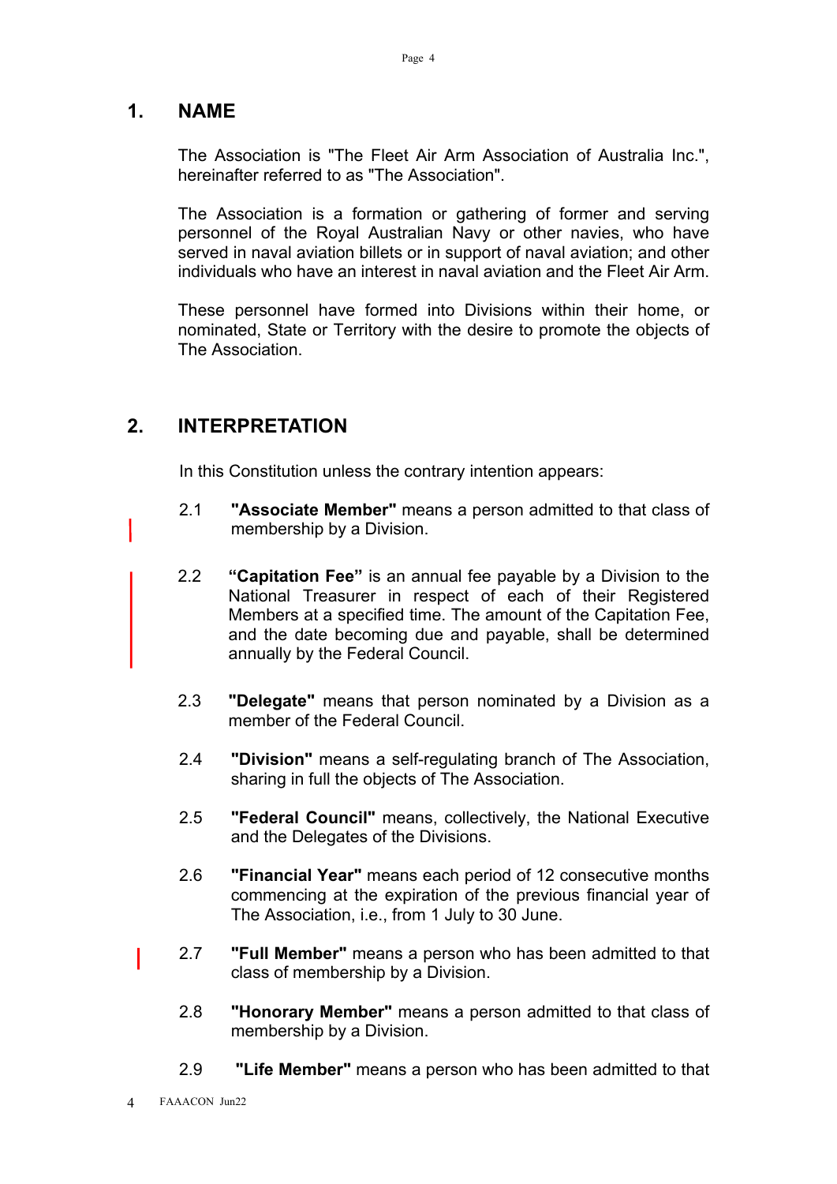# 1. NAME

The Association is "The Fleet Air Arm Association of Australia Inc.", hereinafter referred to as "The Association".

The Association is a formation or gathering of former and serving personnel of the Royal Australian Navy or other navies, who have served in naval aviation billets or in support of naval aviation; and other individuals who have an interest in naval aviation and the Fleet Air Arm.

These personnel have formed into Divisions within their home, or nominated, State or Territory with the desire to promote the objects of The Association.

# 2. INTERPRETATION

In this Constitution unless the contrary intention appears:

2.1 **"Associate Member"** means a person admitted to that class of membership by a Division.

2.2 **"Capitation Fee"** is an annual fee payable by a Division to the National Treasurer in respect of each of their Registered Members at a specified time. The amount of the Capitation Fee, and the date becoming due and payable, shall be determined annually by the Federal Council.

2.3 **"Delegate"** means that person nominated by a Division as a member of the Federal Council.

2.4 **"Division"** means a self-regulating branch of The Association, sharing in full the objects of The Association.

2.5 **"Federal Council"** means, collectively, the National Executive and the Delegates of the Divisions.

2.6 **"Financial Year"** means each period of 12 consecutive months commencing at the expiration of the previous financial year of The Association, i.e., from 1 July to 30 June.

2.7 **"Full Member"** means a person who has been admitted to that class of membership by a Division.

2.8 **"Honorary Member"** means a person admitted to that class of membership by a Division.

2.9 **"Life Member"** means a person who has been admitted to that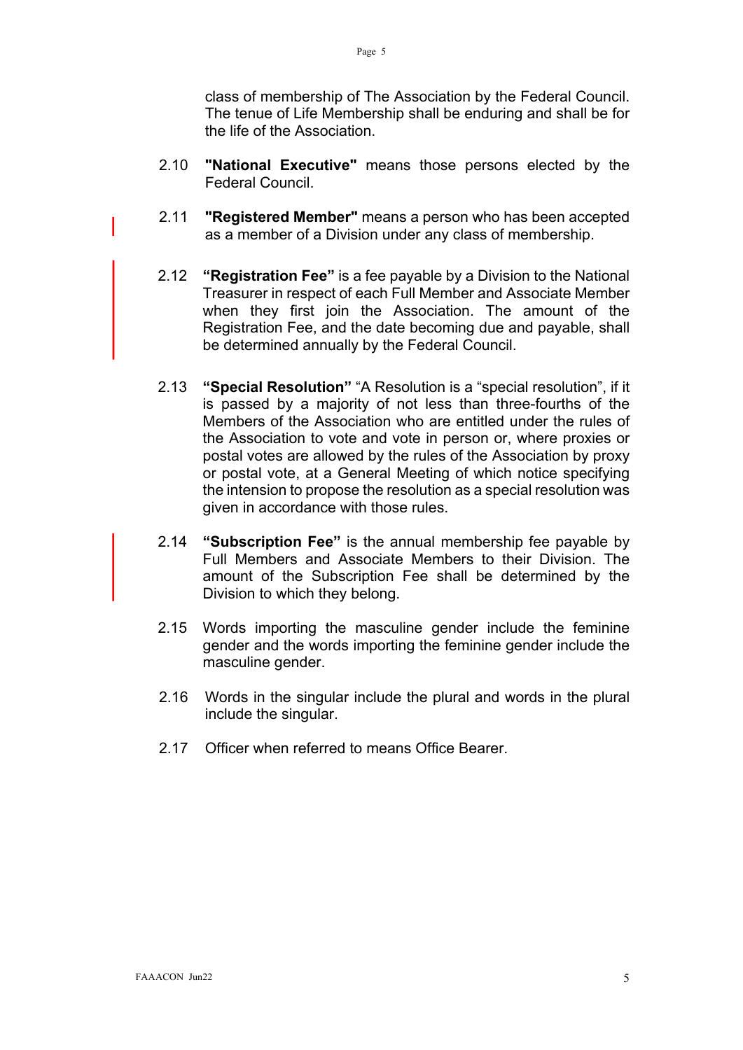class of membership of The Association by the Federal Council. The tenue of Life Membership shall be enduring and shall be for the life of the Association.

2.10 **"National Executive"** means those persons elected by the Federal Council.

2.11 **"Registered Member"** means a person who has been accepted as a member of a Division under any class of membership.

2.12 **"Registration Fee"** is a fee payable by a Division to the National Treasurer in respect of each Full Member and Associate Member when they first join the Association. The amount of the Registration Fee, and the date becoming due and payable, shall be determined annually by the Federal Council.

2.13 **"Special Resolution"** "A Resolution is a "special resolution", if it is passed by a majority of not less than three-fourths of the Members of the Association who are entitled under the rules of the Association to vote and vote in person or, where proxies or postal votes are allowed by the rules of the Association by proxy or postal vote, at a General Meeting of which notice specifying the intension to propose the resolution as a special resolution was given in accordance with those rules.

2.14 **"Subscription Fee"** is the annual membership fee payable by Full Members and Associate Members to their Division. The amount of the Subscription Fee shall be determined by the Division to which they belong.

2.15 Words importing the masculine gender include the feminine gender and the words importing the feminine gender include the masculine gender.

2.16 Words in the singular include the plural and words in the plural include the singular.

2.17 Officer when referred to means Office Bearer.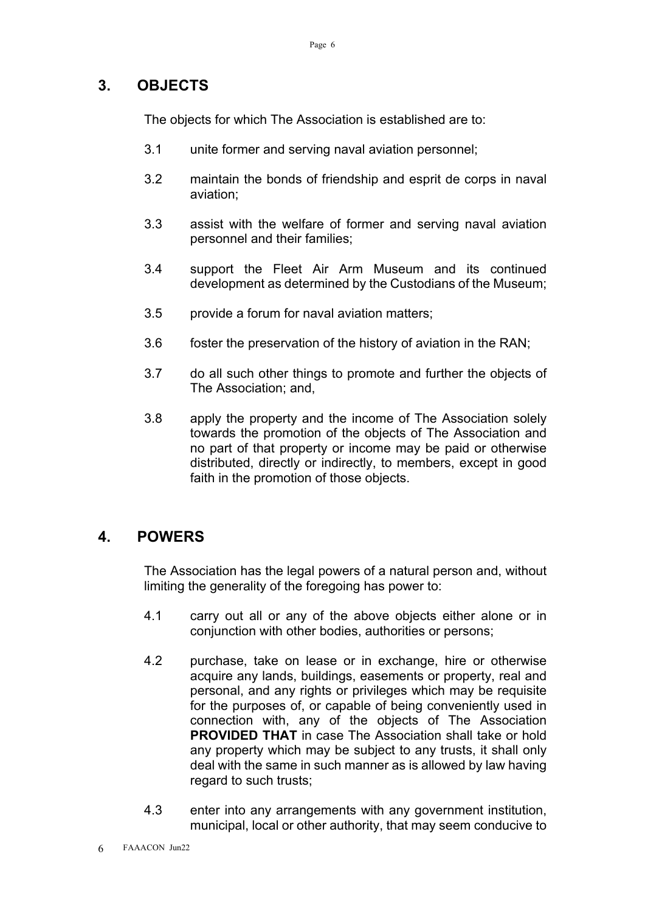## 3. OBJECTS

The objects for which The Association is established are to:

3.1 unite former and serving naval aviation personnel;

3.2 maintain the bonds of friendship and esprit de corps in naval aviation;

3.3 assist with the welfare of former and serving naval aviation personnel and their families;

3.4 support the Fleet Air Arm Museum and its continued development as determined by the Custodians of the Museum;

3.5 provide a forum for naval aviation matters;

3.6 foster the preservation of the history of aviation in the RAN;

3.7 do all such other things to promote and further the objects of The Association; and,

3.8 apply the property and the income of The Association solely towards the promotion of the objects of The Association and no part of that property or income may be paid or otherwise distributed, directly or indirectly, to members, except in good faith in the promotion of those objects.

## 4. POWERS

The Association has the legal powers of a natural person and, without limiting the generality of the foregoing has power to:

4.1 carry out all or any of the above objects either alone or in conjunction with other bodies, authorities or persons;

4.2 purchase, take on lease or in exchange, hire or otherwise acquire any lands, buildings, easements or property, real and personal, and any rights or privileges which may be requisite for the purposes of, or capable of being conveniently used in connection with, any of the objects of The Association **PROVIDED THAT** in case The Association shall take or hold any property which may be subject to any trusts, it shall only deal with the same in such manner as is allowed by law having regard to such trusts;

4.3 enter into any arrangements with any government institution, municipal, local or other authority, that may seem conducive to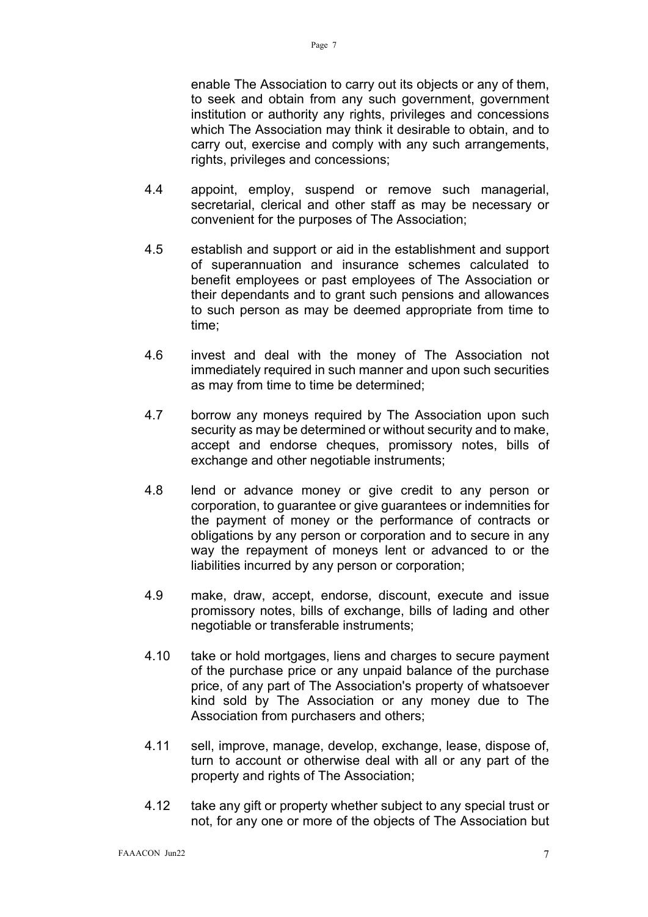enable The Association to carry out its objects or any of them, to seek and obtain from any such government, government institution or authority any rights, privileges and concessions which The Association may think it desirable to obtain, and to carry out, exercise and comply with any such arrangements, rights, privileges and concessions;

4.4 appoint, employ, suspend or remove such managerial, secretarial, clerical and other staff as may be necessary or convenient for the purposes of The Association;

4.5 establish and support or aid in the establishment and support of superannuation and insurance schemes calculated to benefit employees or past employees of The Association or their dependants and to grant such pensions and allowances to such person as may be deemed appropriate from time to time;

4.6 invest and deal with the money of The Association not immediately required in such manner and upon such securities as may from time to time be determined;

4.7 borrow any moneys required by The Association upon such security as may be determined or without security and to make, accept and endorse cheques, promissory notes, bills of exchange and other negotiable instruments;

4.8 lend or advance money or give credit to any person or corporation, to guarantee or give guarantees or indemnities for the payment of money or the performance of contracts or obligations by any person or corporation and to secure in any way the repayment of moneys lent or advanced to or the liabilities incurred by any person or corporation;

4.9 make, draw, accept, endorse, discount, execute and issue promissory notes, bills of exchange, bills of lading and other negotiable or transferable instruments;

4.10 take or hold mortgages, liens and charges to secure payment of the purchase price or any unpaid balance of the purchase price, of any part of The Association's property of whatsoever kind sold by The Association or any money due to The Association from purchasers and others;

4.11 sell, improve, manage, develop, exchange, lease, dispose of, turn to account or otherwise deal with all or any part of the property and rights of The Association;

4.12 take any gift or property whether subject to any special trust or not, for any one or more of the objects of The Association but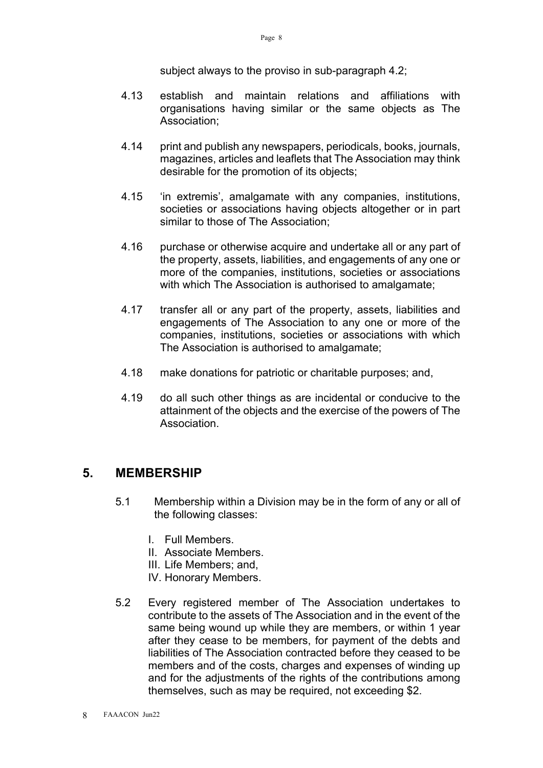subject always to the proviso in sub-paragraph 4.2;

4.13 establish and maintain relations and affiliations with organisations having similar or the same objects as The Association;

4.14 print and publish any newspapers, periodicals, books, journals, magazines, articles and leaflets that The Association may think desirable for the promotion of its objects;

4.15 'in extremis', amalgamate with any companies, institutions, societies or associations having objects altogether or in part similar to those of The Association;

4.16 purchase or otherwise acquire and undertake all or any part of the property, assets, liabilities, and engagements of any one or more of the companies, institutions, societies or associations with which The Association is authorised to amalgamate;

4.17 transfer all or any part of the property, assets, liabilities and engagements of The Association to any one or more of the companies, institutions, societies or associations with which The Association is authorised to amalgamate;

4.18 make donations for patriotic or charitable purposes; and,

4.19 do all such other things as are incidental or conducive to the attainment of the objects and the exercise of the powers of The Association.

## 5. MEMBERSHIP

5.1 Membership within a Division may be in the form of any or all of the following classes:

I. Full Members.
II. Associate Members.
III. Life Members; and,
IV. Honorary Members.

5.2 Every registered member of The Association undertakes to contribute to the assets of The Association and in the event of the same being wound up while they are members, or within 1 year after they cease to be members, for payment of the debts and liabilities of The Association contracted before they ceased to be members and of the costs, charges and expenses of winding up and for the adjustments of the rights of the contributions among themselves, such as may be required, not exceeding $2.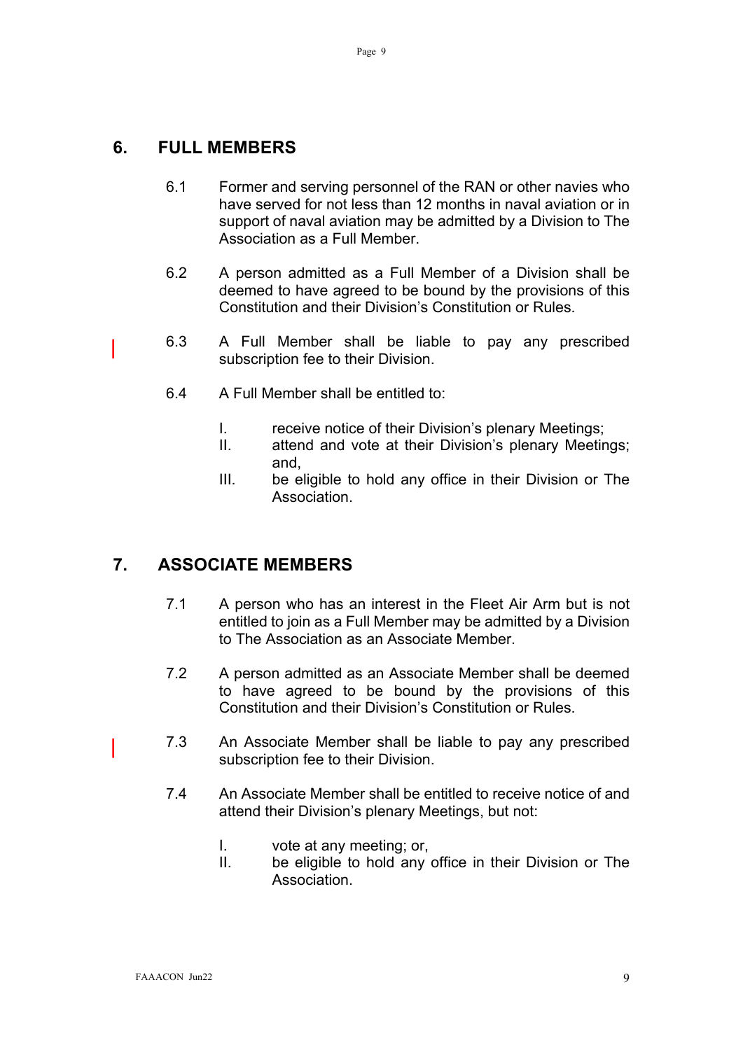## 6. FULL MEMBERS

6.1 Former and serving personnel of the RAN or other navies who have served for not less than 12 months in naval aviation or in support of naval aviation may be admitted by a Division to The Association as a Full Member.

6.2 A person admitted as a Full Member of a Division shall be deemed to have agreed to be bound by the provisions of this Constitution and their Division's Constitution or Rules.

6.3 A Full Member shall be liable to pay any prescribed subscription fee to their Division.

6.4 A Full Member shall be entitled to:

- I. receive notice of their Division's plenary Meetings;
- II. attend and vote at their Division's plenary Meetings; and,
- III. be eligible to hold any office in their Division or The Association.

## 7. ASSOCIATE MEMBERS

7.1 A person who has an interest in the Fleet Air Arm but is not entitled to join as a Full Member may be admitted by a Division to The Association as an Associate Member.

7.2 A person admitted as an Associate Member shall be deemed to have agreed to be bound by the provisions of this Constitution and their Division's Constitution or Rules.

7.3 An Associate Member shall be liable to pay any prescribed subscription fee to their Division.

7.4 An Associate Member shall be entitled to receive notice of and attend their Division's plenary Meetings, but not:

- I. vote at any meeting; or,
- II. be eligible to hold any office in their Division or The Association.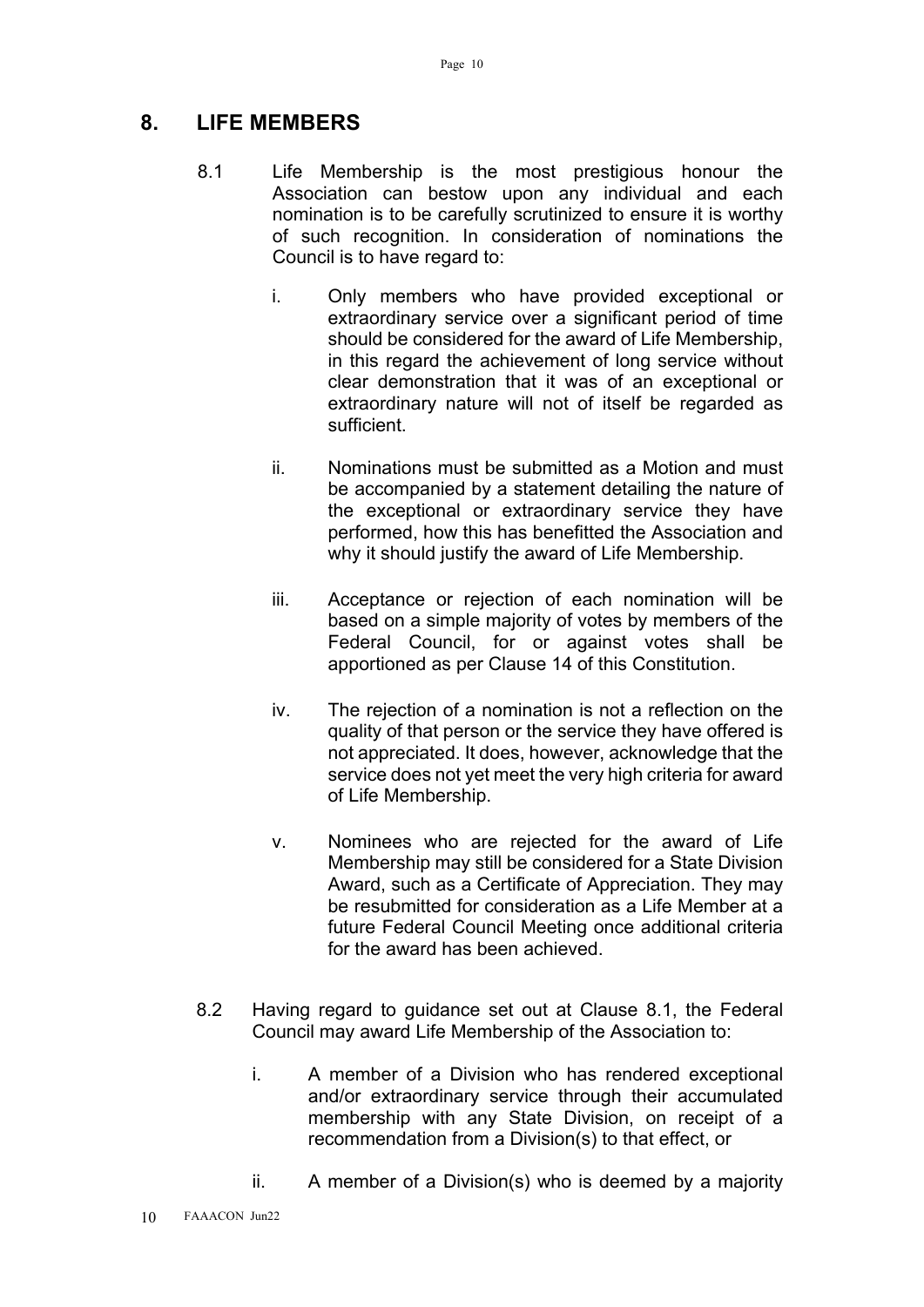## 8. LIFE MEMBERS

8.1 Life Membership is the most prestigious honour the Association can bestow upon any individual and each nomination is to be carefully scrutinized to ensure it is worthy of such recognition. In consideration of nominations the Council is to have regard to:

i. Only members who have provided exceptional or extraordinary service over a significant period of time should be considered for the award of Life Membership, in this regard the achievement of long service without clear demonstration that it was of an exceptional or extraordinary nature will not of itself be regarded as sufficient.

ii. Nominations must be submitted as a Motion and must be accompanied by a statement detailing the nature of the exceptional or extraordinary service they have performed, how this has benefitted the Association and why it should justify the award of Life Membership.

iii. Acceptance or rejection of each nomination will be based on a simple majority of votes by members of the Federal Council, for or against votes shall be apportioned as per Clause 14 of this Constitution.

iv. The rejection of a nomination is not a reflection on the quality of that person or the service they have offered is not appreciated. It does, however, acknowledge that the service does not yet meet the very high criteria for award of Life Membership.

v. Nominees who are rejected for the award of Life Membership may still be considered for a State Division Award, such as a Certificate of Appreciation. They may be resubmitted for consideration as a Life Member at a future Federal Council Meeting once additional criteria for the award has been achieved.

8.2 Having regard to guidance set out at Clause 8.1, the Federal Council may award Life Membership of the Association to:

i. A member of a Division who has rendered exceptional and/or extraordinary service through their accumulated membership with any State Division, on receipt of a recommendation from a Division(s) to that effect, or

ii. A member of a Division(s) who is deemed by a majority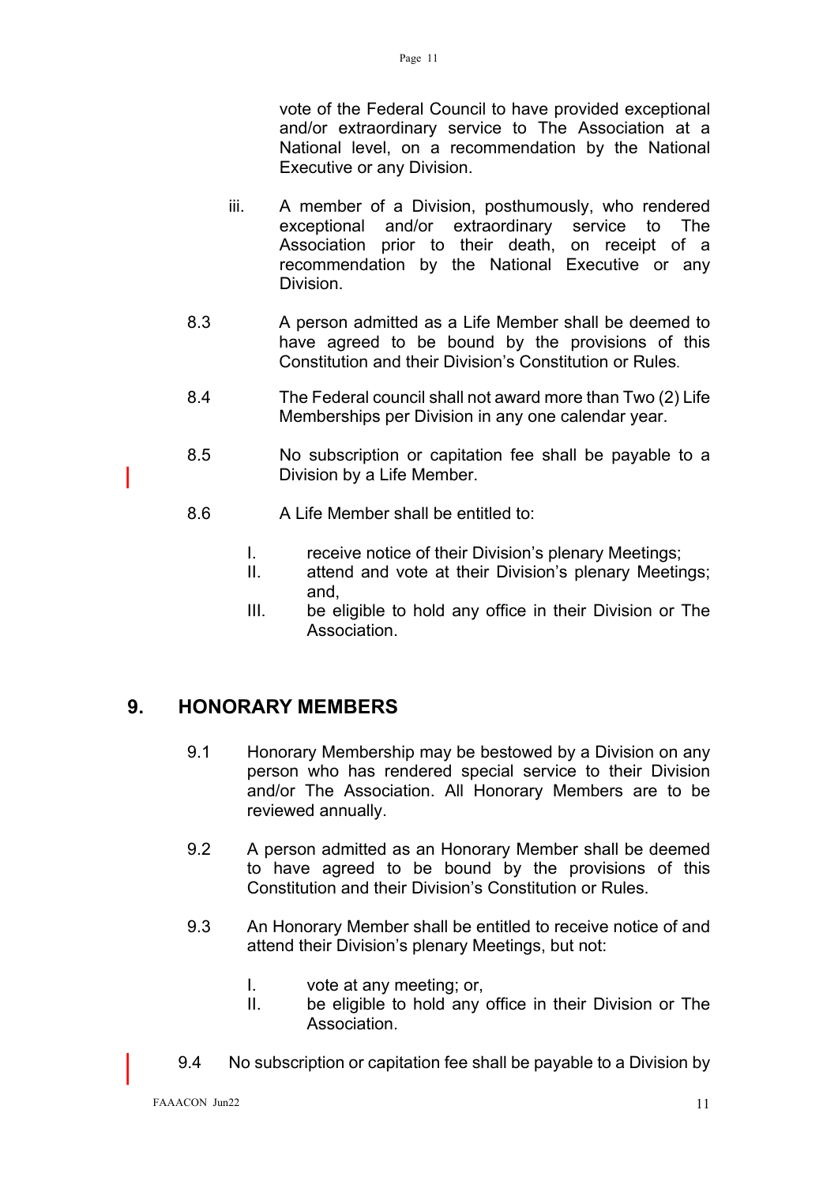vote of the Federal Council to have provided exceptional and/or extraordinary service to The Association at a National level, on a recommendation by the National Executive or any Division.

iii. A member of a Division, posthumously, who rendered exceptional and/or extraordinary service to The Association prior to their death, on receipt of a recommendation by the National Executive or any Division.

8.3 A person admitted as a Life Member shall be deemed to have agreed to be bound by the provisions of this Constitution and their Division's Constitution or Rules.

8.4 The Federal council shall not award more than Two (2) Life Memberships per Division in any one calendar year.

8.5 No subscription or capitation fee shall be payable to a Division by a Life Member.

8.6 A Life Member shall be entitled to:

I. receive notice of their Division's plenary Meetings;
II. attend and vote at their Division's plenary Meetings; and,
III. be eligible to hold any office in their Division or The Association.

## 9. HONORARY MEMBERS

9.1 Honorary Membership may be bestowed by a Division on any person who has rendered special service to their Division and/or The Association. All Honorary Members are to be reviewed annually.

9.2 A person admitted as an Honorary Member shall be deemed to have agreed to be bound by the provisions of this Constitution and their Division's Constitution or Rules.

9.3 An Honorary Member shall be entitled to receive notice of and attend their Division's plenary Meetings, but not:

I. vote at any meeting; or,
II. be eligible to hold any office in their Division or The Association.

9.4 No subscription or capitation fee shall be payable to a Division by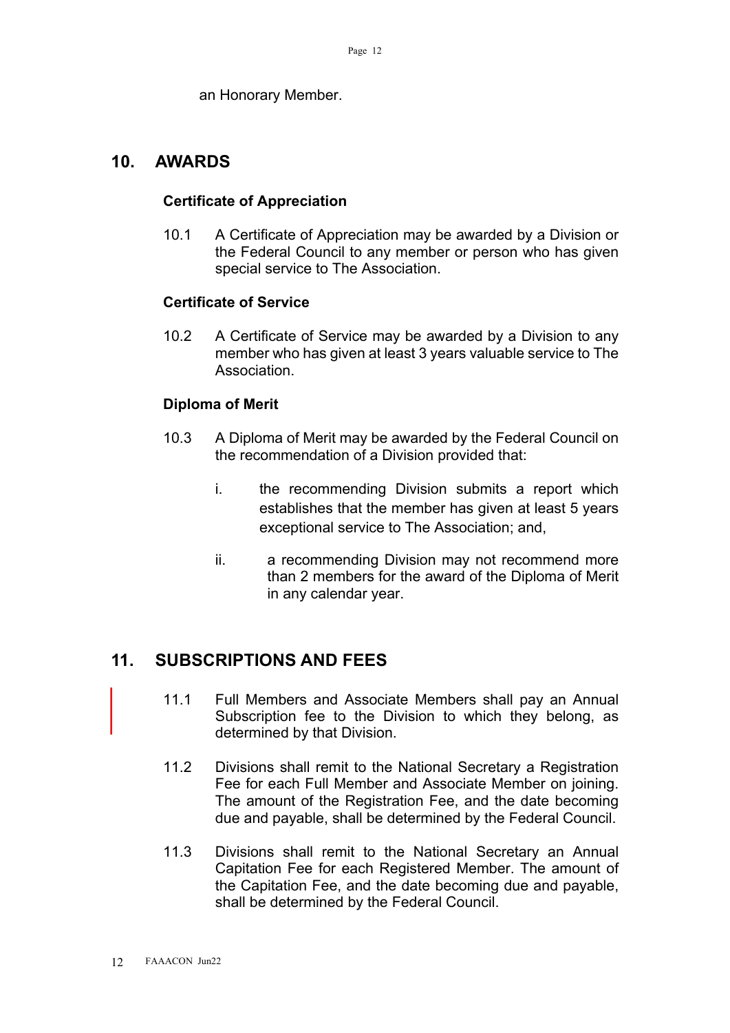an Honorary Member.

## 10. AWARDS

### Certificate of Appreciation

10.1 A Certificate of Appreciation may be awarded by a Division or the Federal Council to any member or person who has given special service to The Association.

### Certificate of Service

10.2 A Certificate of Service may be awarded by a Division to any member who has given at least 3 years valuable service to The Association.

### Diploma of Merit

10.3 A Diploma of Merit may be awarded by the Federal Council on the recommendation of a Division provided that:

i. the recommending Division submits a report which establishes that the member has given at least 5 years exceptional service to The Association; and,

ii. a recommending Division may not recommend more than 2 members for the award of the Diploma of Merit in any calendar year.

## 11. SUBSCRIPTIONS AND FEES

11.1 Full Members and Associate Members shall pay an Annual Subscription fee to the Division to which they belong, as determined by that Division.

11.2 Divisions shall remit to the National Secretary a Registration Fee for each Full Member and Associate Member on joining. The amount of the Registration Fee, and the date becoming due and payable, shall be determined by the Federal Council.

11.3 Divisions shall remit to the National Secretary an Annual Capitation Fee for each Registered Member. The amount of the Capitation Fee, and the date becoming due and payable, shall be determined by the Federal Council.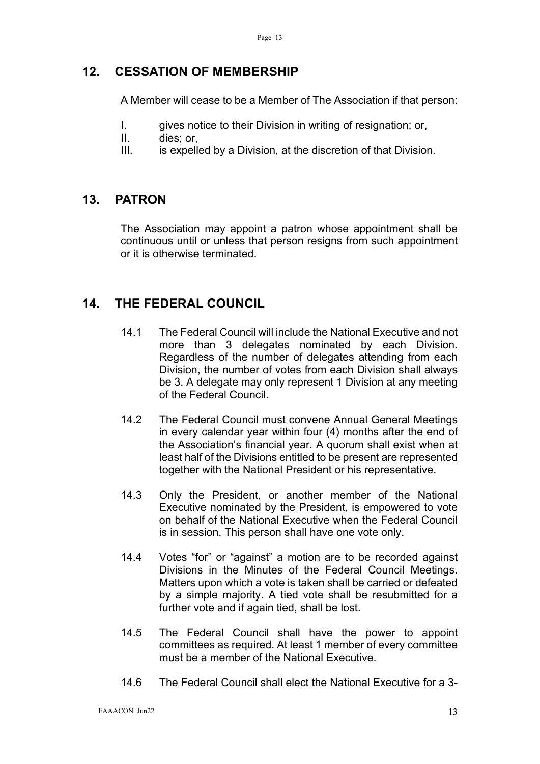## 12. CESSATION OF MEMBERSHIP

A Member will cease to be a Member of The Association if that person:

I. gives notice to their Division in writing of resignation; or,
II. dies; or,
III. is expelled by a Division, at the discretion of that Division.

## 13. PATRON

The Association may appoint a patron whose appointment shall be continuous until or unless that person resigns from such appointment or it is otherwise terminated.

## 14. THE FEDERAL COUNCIL

14.1 The Federal Council will include the National Executive and not more than 3 delegates nominated by each Division. Regardless of the number of delegates attending from each Division, the number of votes from each Division shall always be 3. A delegate may only represent 1 Division at any meeting of the Federal Council.

14.2 The Federal Council must convene Annual General Meetings in every calendar year within four (4) months after the end of the Association's financial year. A quorum shall exist when at least half of the Divisions entitled to be present are represented together with the National President or his representative.

14.3 Only the President, or another member of the National Executive nominated by the President, is empowered to vote on behalf of the National Executive when the Federal Council is in session. This person shall have one vote only.

14.4 Votes "for" or "against" a motion are to be recorded against Divisions in the Minutes of the Federal Council Meetings. Matters upon which a vote is taken shall be carried or defeated by a simple majority. A tied vote shall be resubmitted for a further vote and if again tied, shall be lost.

14.5 The Federal Council shall have the power to appoint committees as required. At least 1 member of every committee must be a member of the National Executive.

14.6 The Federal Council shall elect the National Executive for a 3-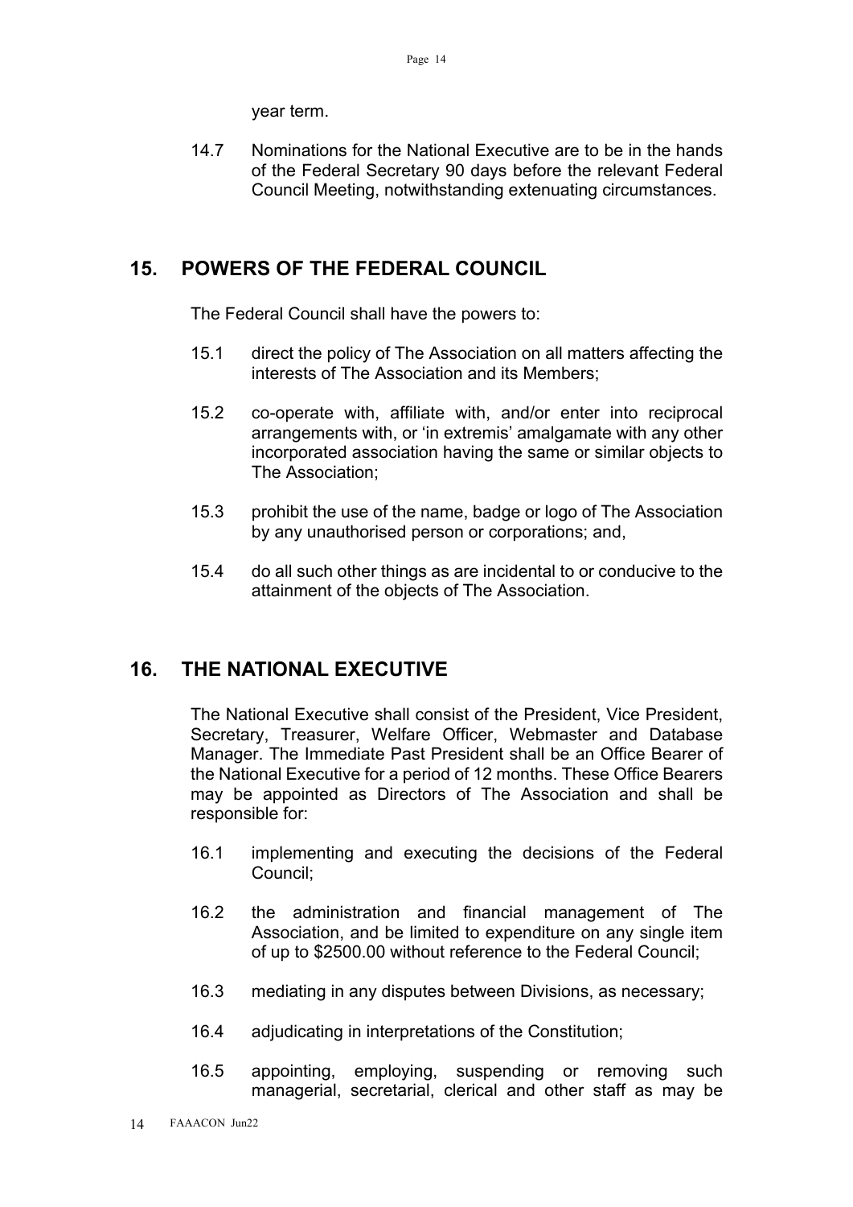year term.

14.7 Nominations for the National Executive are to be in the hands of the Federal Secretary 90 days before the relevant Federal Council Meeting, notwithstanding extenuating circumstances.

## 15. POWERS OF THE FEDERAL COUNCIL

The Federal Council shall have the powers to:

15.1 direct the policy of The Association on all matters affecting the interests of The Association and its Members;

15.2 co-operate with, affiliate with, and/or enter into reciprocal arrangements with, or 'in extremis' amalgamate with any other incorporated association having the same or similar objects to The Association;

15.3 prohibit the use of the name, badge or logo of The Association by any unauthorised person or corporations; and,

15.4 do all such other things as are incidental to or conducive to the attainment of the objects of The Association.

## 16. THE NATIONAL EXECUTIVE

The National Executive shall consist of the President, Vice President, Secretary, Treasurer, Welfare Officer, Webmaster and Database Manager. The Immediate Past President shall be an Office Bearer of the National Executive for a period of 12 months. These Office Bearers may be appointed as Directors of The Association and shall be responsible for:

16.1 implementing and executing the decisions of the Federal Council;

16.2 the administration and financial management of The Association, and be limited to expenditure on any single item of up to $2500.00 without reference to the Federal Council;

16.3 mediating in any disputes between Divisions, as necessary;

16.4 adjudicating in interpretations of the Constitution;

16.5 appointing, employing, suspending or removing such managerial, secretarial, clerical and other staff as may be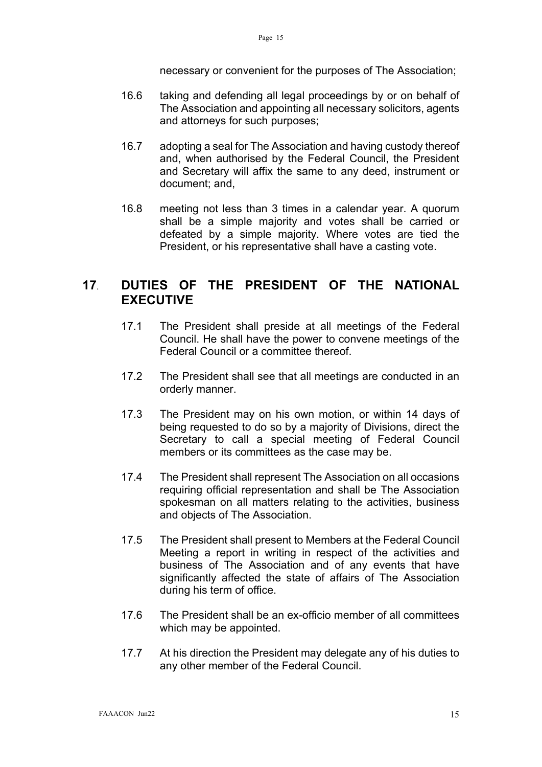necessary or convenient for the purposes of The Association;

16.6 taking and defending all legal proceedings by or on behalf of The Association and appointing all necessary solicitors, agents and attorneys for such purposes;

16.7 adopting a seal for The Association and having custody thereof and, when authorised by the Federal Council, the President and Secretary will affix the same to any deed, instrument or document; and,

16.8 meeting not less than 3 times in a calendar year. A quorum shall be a simple majority and votes shall be carried or defeated by a simple majority. Where votes are tied the President, or his representative shall have a casting vote.

## 17. DUTIES OF THE PRESIDENT OF THE NATIONAL EXECUTIVE

17.1 The President shall preside at all meetings of the Federal Council. He shall have the power to convene meetings of the Federal Council or a committee thereof.

17.2 The President shall see that all meetings are conducted in an orderly manner.

17.3 The President may on his own motion, or within 14 days of being requested to do so by a majority of Divisions, direct the Secretary to call a special meeting of Federal Council members or its committees as the case may be.

17.4 The President shall represent The Association on all occasions requiring official representation and shall be The Association spokesman on all matters relating to the activities, business and objects of The Association.

17.5 The President shall present to Members at the Federal Council Meeting a report in writing in respect of the activities and business of The Association and of any events that have significantly affected the state of affairs of The Association during his term of office.

17.6 The President shall be an ex-officio member of all committees which may be appointed.

17.7 At his direction the President may delegate any of his duties to any other member of the Federal Council.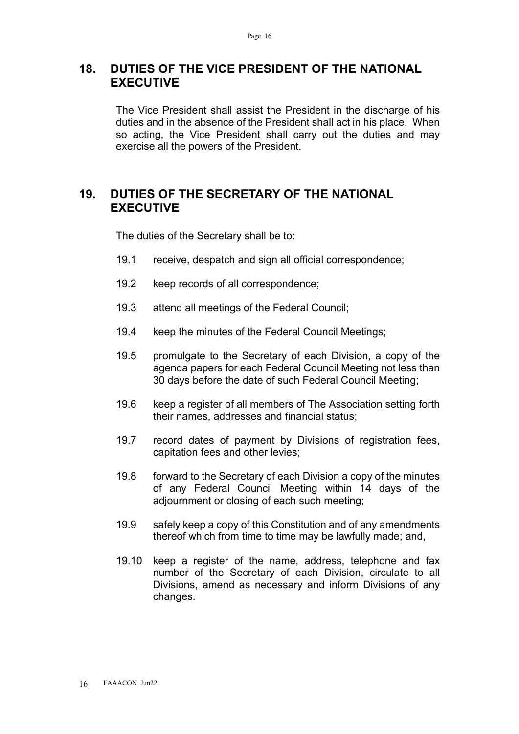## 18. DUTIES OF THE VICE PRESIDENT OF THE NATIONAL EXECUTIVE

The Vice President shall assist the President in the discharge of his duties and in the absence of the President shall act in his place. When so acting, the Vice President shall carry out the duties and may exercise all the powers of the President.

## 19. DUTIES OF THE SECRETARY OF THE NATIONAL EXECUTIVE

The duties of the Secretary shall be to:

19.1 receive, despatch and sign all official correspondence;

19.2 keep records of all correspondence;

19.3 attend all meetings of the Federal Council;

19.4 keep the minutes of the Federal Council Meetings;

19.5 promulgate to the Secretary of each Division, a copy of the agenda papers for each Federal Council Meeting not less than 30 days before the date of such Federal Council Meeting;

19.6 keep a register of all members of The Association setting forth their names, addresses and financial status;

19.7 record dates of payment by Divisions of registration fees, capitation fees and other levies;

19.8 forward to the Secretary of each Division a copy of the minutes of any Federal Council Meeting within 14 days of the adjournment or closing of each such meeting;

19.9 safely keep a copy of this Constitution and of any amendments thereof which from time to time may be lawfully made; and,

19.10 keep a register of the name, address, telephone and fax number of the Secretary of each Division, circulate to all Divisions, amend as necessary and inform Divisions of any changes.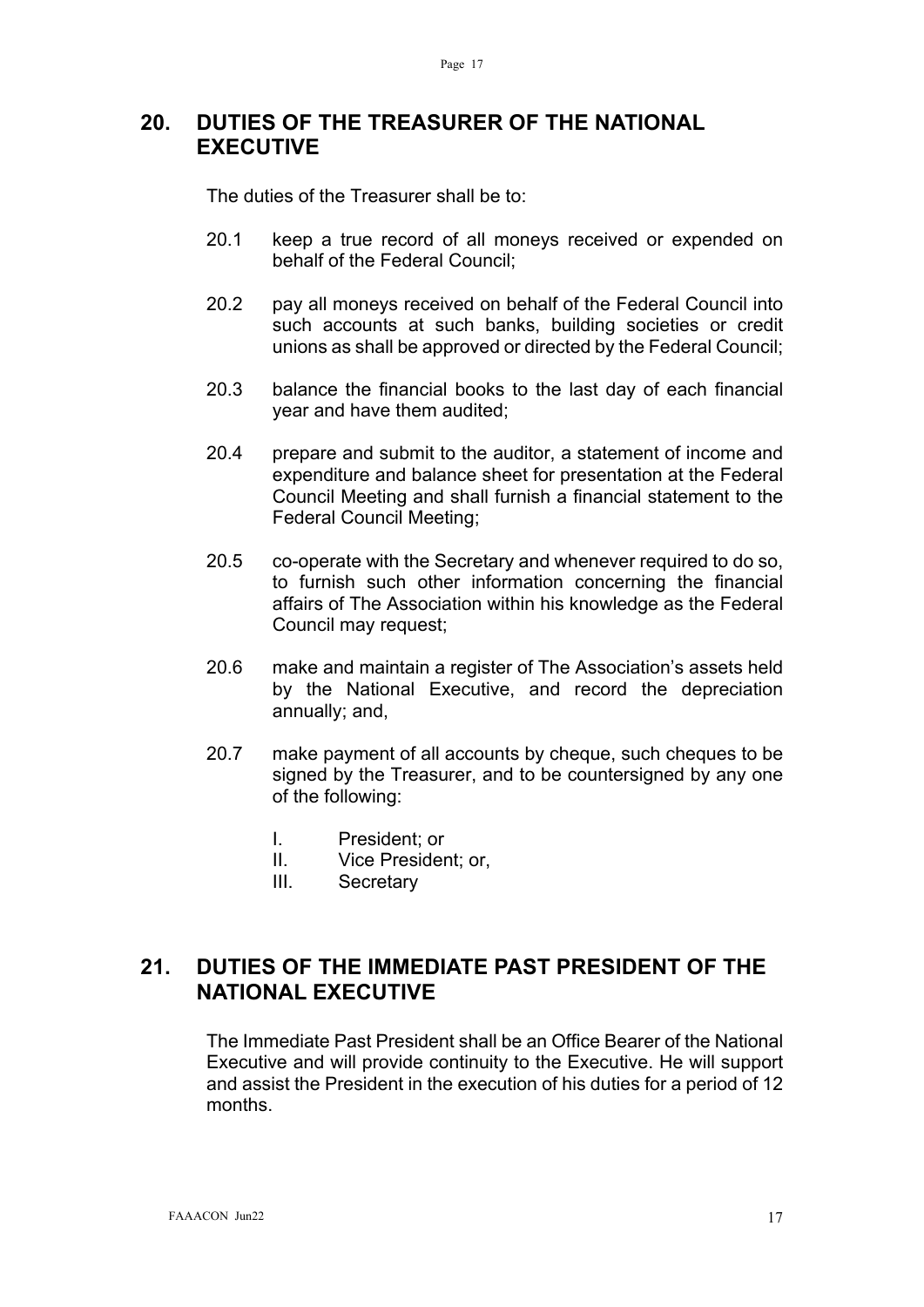## 20. DUTIES OF THE TREASURER OF THE NATIONAL EXECUTIVE

The duties of the Treasurer shall be to:

20.1 keep a true record of all moneys received or expended on behalf of the Federal Council;

20.2 pay all moneys received on behalf of the Federal Council into such accounts at such banks, building societies or credit unions as shall be approved or directed by the Federal Council;

20.3 balance the financial books to the last day of each financial year and have them audited;

20.4 prepare and submit to the auditor, a statement of income and expenditure and balance sheet for presentation at the Federal Council Meeting and shall furnish a financial statement to the Federal Council Meeting;

20.5 co-operate with the Secretary and whenever required to do so, to furnish such other information concerning the financial affairs of The Association within his knowledge as the Federal Council may request;

20.6 make and maintain a register of The Association's assets held by the National Executive, and record the depreciation annually; and,

20.7 make payment of all accounts by cheque, such cheques to be signed by the Treasurer, and to be countersigned by any one of the following:

I. President; or
II. Vice President; or,
III. Secretary

## 21. DUTIES OF THE IMMEDIATE PAST PRESIDENT OF THE NATIONAL EXECUTIVE

The Immediate Past President shall be an Office Bearer of the National Executive and will provide continuity to the Executive. He will support and assist the President in the execution of his duties for a period of 12 months.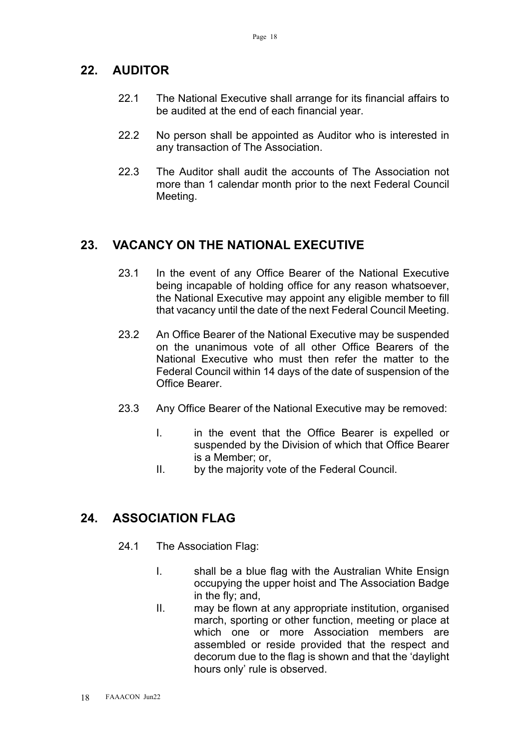## 22. AUDITOR

22.1 The National Executive shall arrange for its financial affairs to be audited at the end of each financial year.

22.2 No person shall be appointed as Auditor who is interested in any transaction of The Association.

22.3 The Auditor shall audit the accounts of The Association not more than 1 calendar month prior to the next Federal Council Meeting.

## 23. VACANCY ON THE NATIONAL EXECUTIVE

23.1 In the event of any Office Bearer of the National Executive being incapable of holding office for any reason whatsoever, the National Executive may appoint any eligible member to fill that vacancy until the date of the next Federal Council Meeting.

23.2 An Office Bearer of the National Executive may be suspended on the unanimous vote of all other Office Bearers of the National Executive who must then refer the matter to the Federal Council within 14 days of the date of suspension of the Office Bearer.

23.3 Any Office Bearer of the National Executive may be removed:

I. in the event that the Office Bearer is expelled or suspended by the Division of which that Office Bearer is a Member; or,

II. by the majority vote of the Federal Council.

## 24. ASSOCIATION FLAG

24.1 The Association Flag:

I. shall be a blue flag with the Australian White Ensign occupying the upper hoist and The Association Badge in the fly; and,

II. may be flown at any appropriate institution, organised march, sporting or other function, meeting or place at which one or more Association members are assembled or reside provided that the respect and decorum due to the flag is shown and that the 'daylight hours only' rule is observed.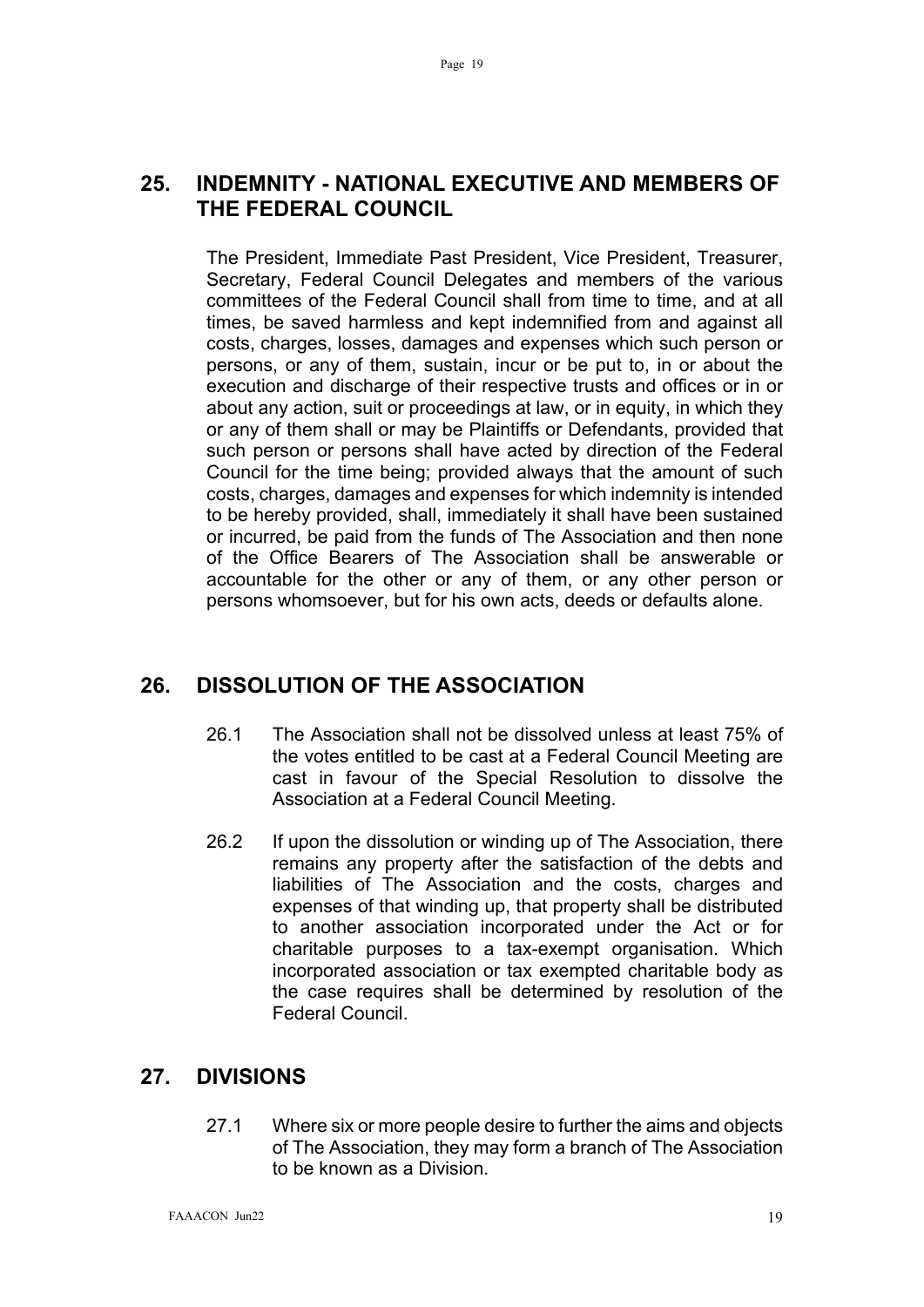## 25. INDEMNITY - NATIONAL EXECUTIVE AND MEMBERS OF THE FEDERAL COUNCIL

The President, Immediate Past President, Vice President, Treasurer, Secretary, Federal Council Delegates and members of the various committees of the Federal Council shall from time to time, and at all times, be saved harmless and kept indemnified from and against all costs, charges, losses, damages and expenses which such person or persons, or any of them, sustain, incur or be put to, in or about the execution and discharge of their respective trusts and offices or in or about any action, suit or proceedings at law, or in equity, in which they or any of them shall or may be Plaintiffs or Defendants, provided that such person or persons shall have acted by direction of the Federal Council for the time being; provided always that the amount of such costs, charges, damages and expenses for which indemnity is intended to be hereby provided, shall, immediately it shall have been sustained or incurred, be paid from the funds of The Association and then none of the Office Bearers of The Association shall be answerable or accountable for the other or any of them, or any other person or persons whomsoever, but for his own acts, deeds or defaults alone.

## 26. DISSOLUTION OF THE ASSOCIATION

26.1 The Association shall not be dissolved unless at least 75% of the votes entitled to be cast at a Federal Council Meeting are cast in favour of the Special Resolution to dissolve the Association at a Federal Council Meeting.

26.2 If upon the dissolution or winding up of The Association, there remains any property after the satisfaction of the debts and liabilities of The Association and the costs, charges and expenses of that winding up, that property shall be distributed to another association incorporated under the Act or for charitable purposes to a tax-exempt organisation. Which incorporated association or tax exempted charitable body as the case requires shall be determined by resolution of the Federal Council.

## 27. DIVISIONS

27.1 Where six or more people desire to further the aims and objects of The Association, they may form a branch of The Association to be known as a Division.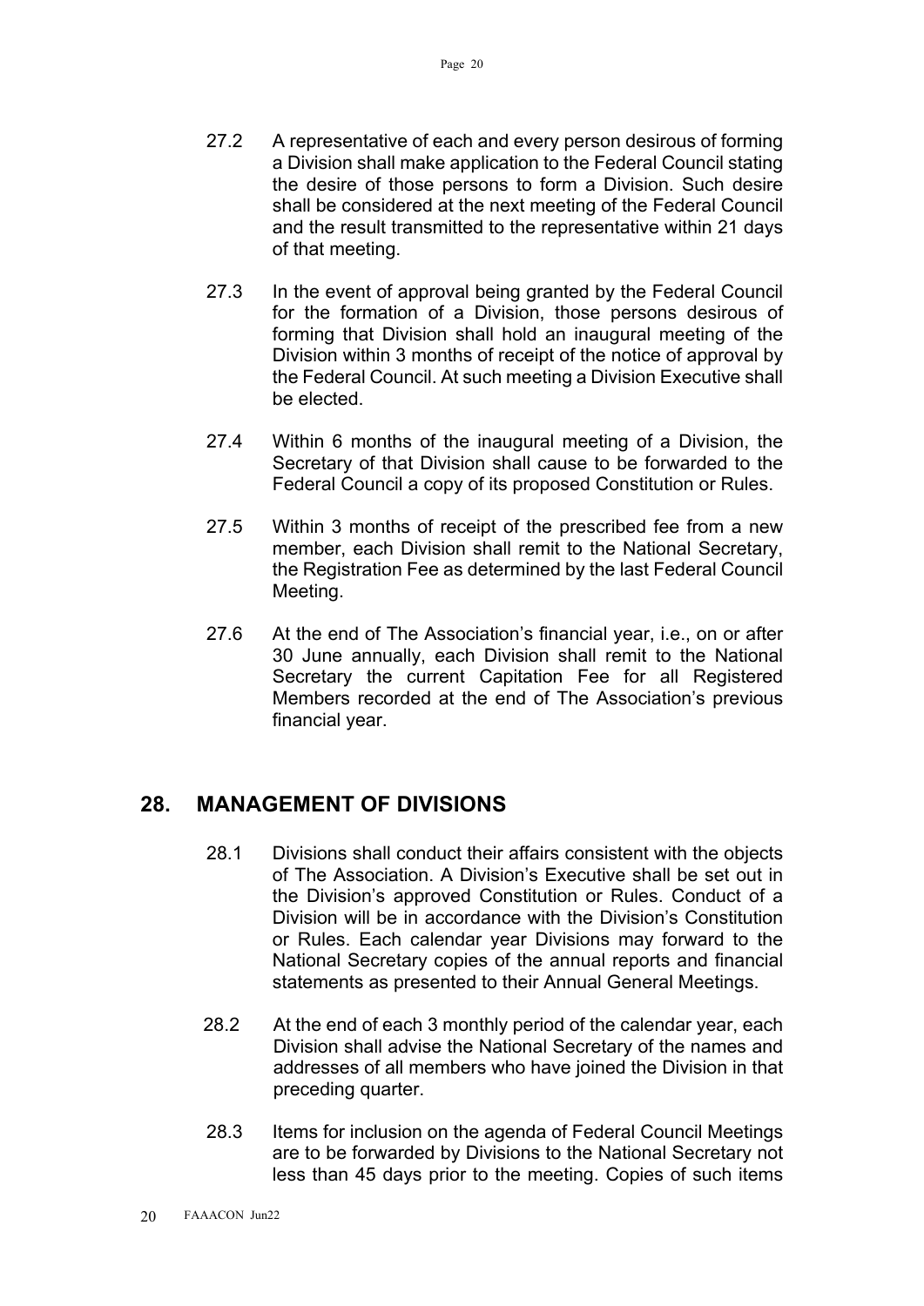27.2 A representative of each and every person desirous of forming a Division shall make application to the Federal Council stating the desire of those persons to form a Division. Such desire shall be considered at the next meeting of the Federal Council and the result transmitted to the representative within 21 days of that meeting.

27.3 In the event of approval being granted by the Federal Council for the formation of a Division, those persons desirous of forming that Division shall hold an inaugural meeting of the Division within 3 months of receipt of the notice of approval by the Federal Council. At such meeting a Division Executive shall be elected.

27.4 Within 6 months of the inaugural meeting of a Division, the Secretary of that Division shall cause to be forwarded to the Federal Council a copy of its proposed Constitution or Rules.

27.5 Within 3 months of receipt of the prescribed fee from a new member, each Division shall remit to the National Secretary, the Registration Fee as determined by the last Federal Council Meeting.

27.6 At the end of The Association's financial year, i.e., on or after 30 June annually, each Division shall remit to the National Secretary the current Capitation Fee for all Registered Members recorded at the end of The Association's previous financial year.

## 28. MANAGEMENT OF DIVISIONS

28.1 Divisions shall conduct their affairs consistent with the objects of The Association. A Division's Executive shall be set out in the Division's approved Constitution or Rules. Conduct of a Division will be in accordance with the Division's Constitution or Rules. Each calendar year Divisions may forward to the National Secretary copies of the annual reports and financial statements as presented to their Annual General Meetings.

28.2 At the end of each 3 monthly period of the calendar year, each Division shall advise the National Secretary of the names and addresses of all members who have joined the Division in that preceding quarter.

28.3 Items for inclusion on the agenda of Federal Council Meetings are to be forwarded by Divisions to the National Secretary not less than 45 days prior to the meeting. Copies of such items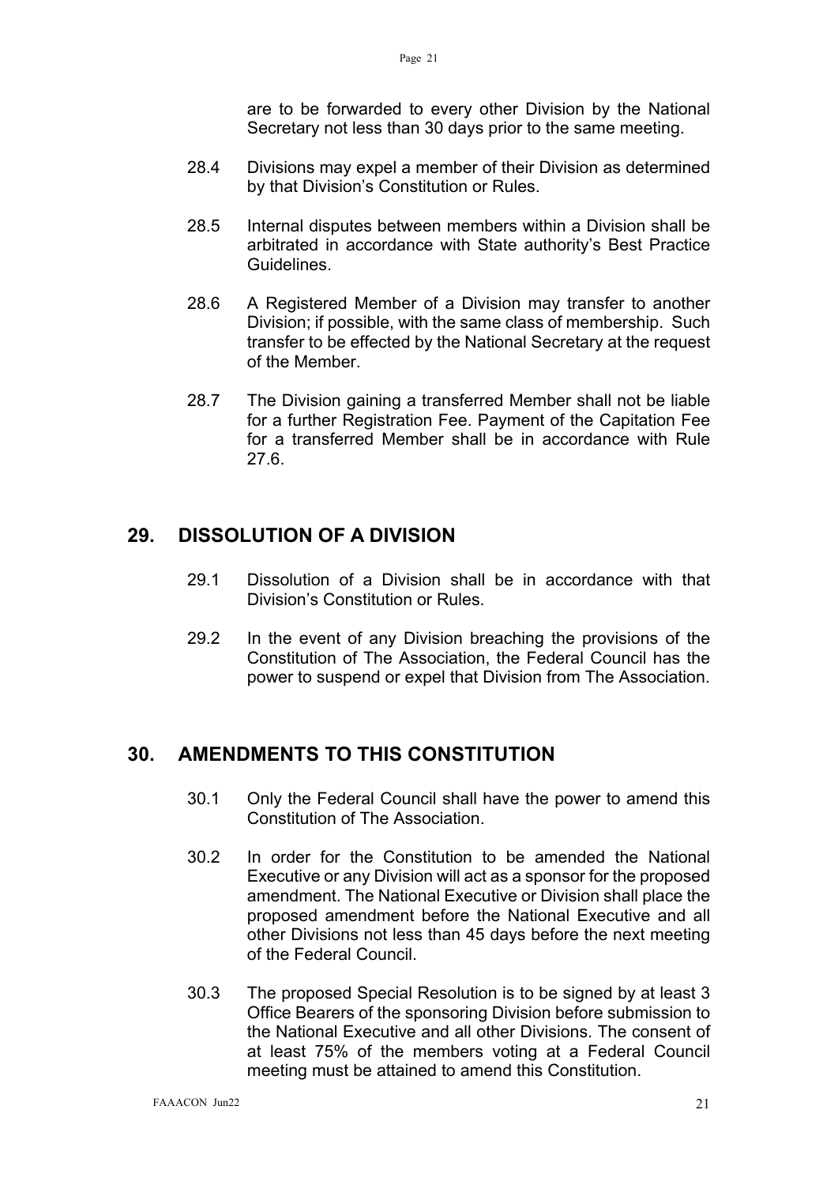are to be forwarded to every other Division by the National Secretary not less than 30 days prior to the same meeting.

28.4 Divisions may expel a member of their Division as determined by that Division's Constitution or Rules.

28.5 Internal disputes between members within a Division shall be arbitrated in accordance with State authority's Best Practice Guidelines.

28.6 A Registered Member of a Division may transfer to another Division; if possible, with the same class of membership. Such transfer to be effected by the National Secretary at the request of the Member.

28.7 The Division gaining a transferred Member shall not be liable for a further Registration Fee. Payment of the Capitation Fee for a transferred Member shall be in accordance with Rule 27.6.

## 29. DISSOLUTION OF A DIVISION

29.1 Dissolution of a Division shall be in accordance with that Division's Constitution or Rules.

29.2 In the event of any Division breaching the provisions of the Constitution of The Association, the Federal Council has the power to suspend or expel that Division from The Association.

## 30. AMENDMENTS TO THIS CONSTITUTION

30.1 Only the Federal Council shall have the power to amend this Constitution of The Association.

30.2 In order for the Constitution to be amended the National Executive or any Division will act as a sponsor for the proposed amendment. The National Executive or Division shall place the proposed amendment before the National Executive and all other Divisions not less than 45 days before the next meeting of the Federal Council.

30.3 The proposed Special Resolution is to be signed by at least 3 Office Bearers of the sponsoring Division before submission to the National Executive and all other Divisions. The consent of at least 75% of the members voting at a Federal Council meeting must be attained to amend this Constitution.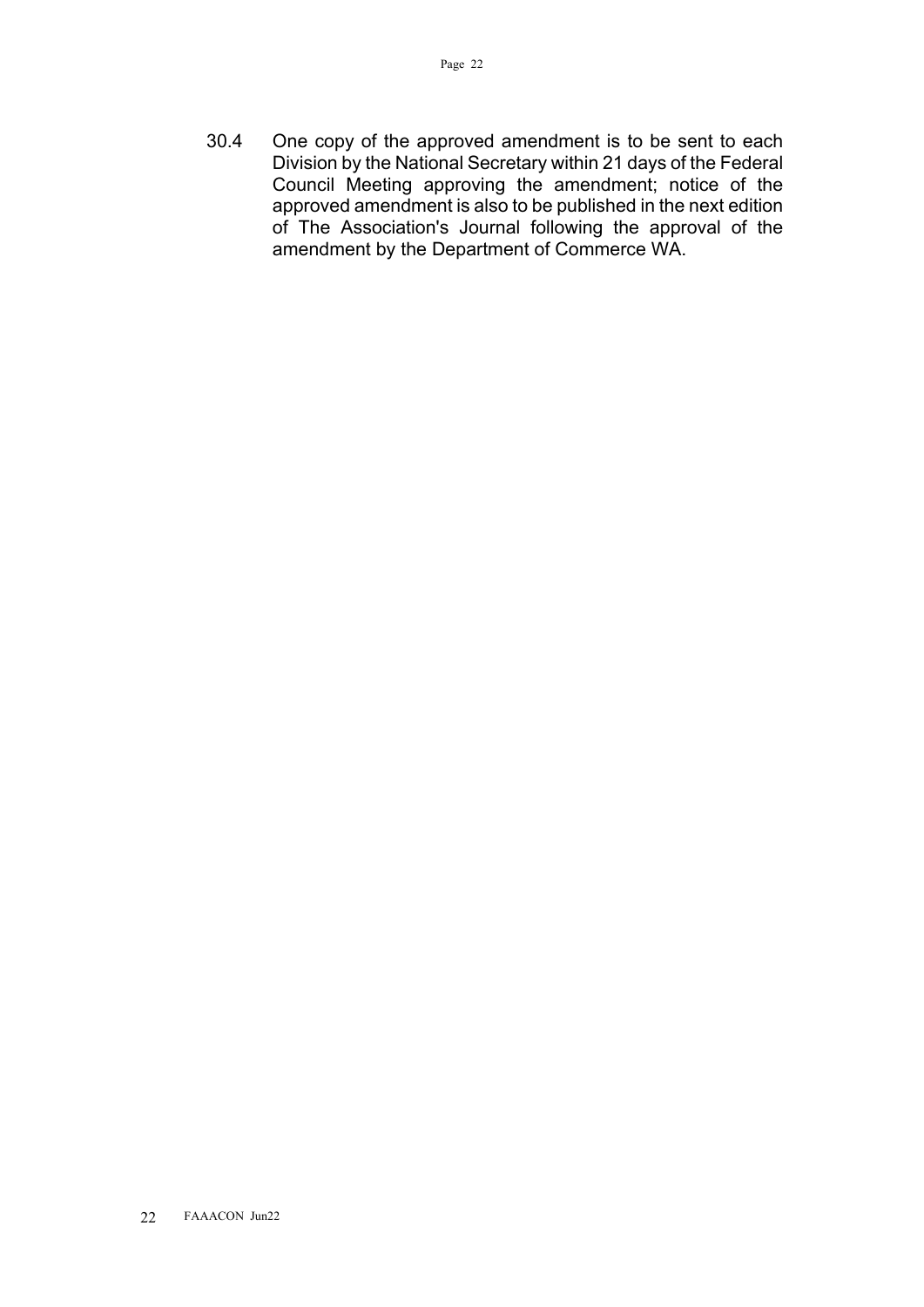30.4 One copy of the approved amendment is to be sent to each Division by the National Secretary within 21 days of the Federal Council Meeting approving the amendment; notice of the approved amendment is also to be published in the next edition of The Association's Journal following the approval of the amendment by the Department of Commerce WA.